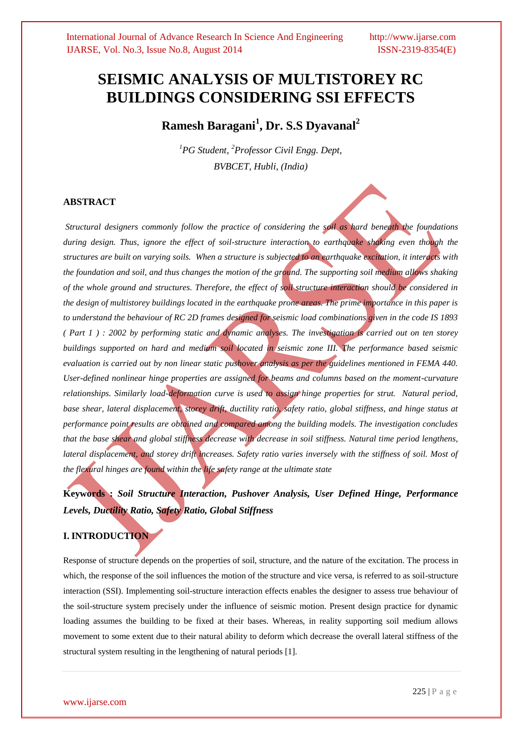# SEISMIC ANALYSIS OF MULTISTOREY RC BUILDINGS CONSIDERING SSI EFFECTS

**Ramesh Baragani[1], Dr. S.S Dyavanal[2]**

*[1]PG Student, [2]Professor Civil Engg. Dept,*
*BVBCET, Hubli, (India)*

## ABSTRACT

*Structural designers commonly follow the practice of considering the soil as hard beneath the foundations during design. Thus, ignore the effect of soil-structure interaction to earthquake shaking even though the structures are built on varying soils. When a structure is subjected to an earthquake excitation, it interacts with the foundation and soil, and thus changes the motion of the ground. The supporting soil medium allows shaking of the whole ground and structures. Therefore, the effect of soil structure interaction should be considered in the design of multistorey buildings located in the earthquake prone areas. The prime importance in this paper is to understand the behaviour of RC 2D frames designed for seismic load combinations given in the code IS 1893 ( Part 1 ) : 2002 by performing static and dynamic analyses. The investigation is carried out on ten storey buildings supported on hard and medium soil located in seismic zone III. The performance based seismic evaluation is carried out by non linear static pushover analysis as per the guidelines mentioned in FEMA 440. User-defined nonlinear hinge properties are assigned for beams and columns based on the moment-curvature relationships. Similarly load-deformation curve is used to assign hinge properties for strut. Natural period, base shear, lateral displacement, storey drift, ductility ratio, safety ratio, global stiffness, and hinge status at performance point results are obtained and compared among the building models. The investigation concludes that the base shear and global stiffness decrease with decrease in soil stiffness. Natural time period lengthens, lateral displacement, and storey drift increases. Safety ratio varies inversely with the stiffness of soil. Most of the flexural hinges are found within the life safety range at the ultimate state*

**Keywords :** ***Soil Structure Interaction, Pushover Analysis, User Defined Hinge, Performance Levels, Ductility Ratio, Safety Ratio, Global Stiffness***

## I. INTRODUCTION

Response of structure depends on the properties of soil, structure, and the nature of the excitation. The process in which, the response of the soil influences the motion of the structure and vice versa, is referred to as soil-structure interaction (SSI). Implementing soil-structure interaction effects enables the designer to assess true behaviour of the soil-structure system precisely under the influence of seismic motion. Present design practice for dynamic loading assumes the building to be fixed at their bases. Whereas, in reality supporting soil medium allows movement to some extent due to their natural ability to deform which decrease the overall lateral stiffness of the structural system resulting in the lengthening of natural periods [1].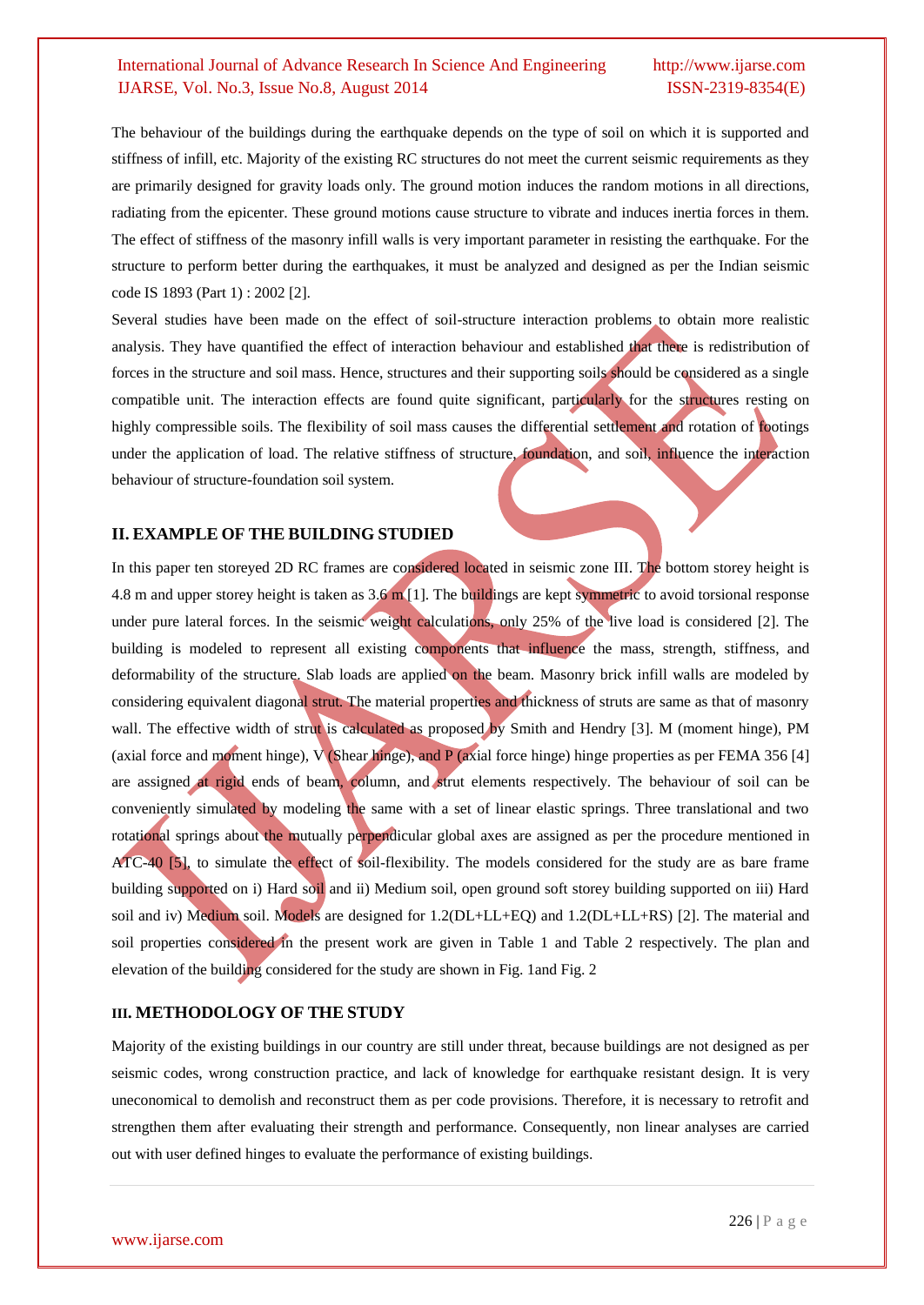The behaviour of the buildings during the earthquake depends on the type of soil on which it is supported and stiffness of infill, etc. Majority of the existing RC structures do not meet the current seismic requirements as they are primarily designed for gravity loads only. The ground motion induces the random motions in all directions, radiating from the epicenter. These ground motions cause structure to vibrate and induces inertia forces in them. The effect of stiffness of the masonry infill walls is very important parameter in resisting the earthquake. For the structure to perform better during the earthquakes, it must be analyzed and designed as per the Indian seismic code IS 1893 (Part 1) : 2002 [2].

Several studies have been made on the effect of soil-structure interaction problems to obtain more realistic analysis. They have quantified the effect of interaction behaviour and established that there is redistribution of forces in the structure and soil mass. Hence, structures and their supporting soils should be considered as a single compatible unit. The interaction effects are found quite significant, particularly for the structures resting on highly compressible soils. The flexibility of soil mass causes the differential settlement and rotation of footings under the application of load. The relative stiffness of structure, foundation, and soil, influence the interaction behaviour of structure-foundation soil system.

## II. EXAMPLE OF THE BUILDING STUDIED

In this paper ten storeyed 2D RC frames are considered located in seismic zone III. The bottom storey height is 4.8 m and upper storey height is taken as 3.6 m [1]. The buildings are kept symmetric to avoid torsional response under pure lateral forces. In the seismic weight calculations, only 25% of the live load is considered [2]. The building is modeled to represent all existing components that influence the mass, strength, stiffness, and deformability of the structure. Slab loads are applied on the beam. Masonry brick infill walls are modeled by considering equivalent diagonal strut. The material properties and thickness of struts are same as that of masonry wall. The effective width of strut is calculated as proposed by Smith and Hendry [3]. M (moment hinge), PM (axial force and moment hinge), V (Shear hinge), and P (axial force hinge) hinge properties as per FEMA 356 [4] are assigned at rigid ends of beam, column, and strut elements respectively. The behaviour of soil can be conveniently simulated by modeling the same with a set of linear elastic springs. Three translational and two rotational springs about the mutually perpendicular global axes are assigned as per the procedure mentioned in ATC-40 [5], to simulate the effect of soil-flexibility. The models considered for the study are as bare frame building supported on i) Hard soil and ii) Medium soil, open ground soft storey building supported on iii) Hard soil and iv) Medium soil. Models are designed for 1.2(DL+LL+EQ) and 1.2(DL+LL+RS) [2]. The material and soil properties considered in the present work are given in Table 1 and Table 2 respectively. The plan and elevation of the building considered for the study are shown in Fig. 1and Fig. 2

## III. METHODOLOGY OF THE STUDY

Majority of the existing buildings in our country are still under threat, because buildings are not designed as per seismic codes, wrong construction practice, and lack of knowledge for earthquake resistant design. It is very uneconomical to demolish and reconstruct them as per code provisions. Therefore, it is necessary to retrofit and strengthen them after evaluating their strength and performance. Consequently, non linear analyses are carried out with user defined hinges to evaluate the performance of existing buildings.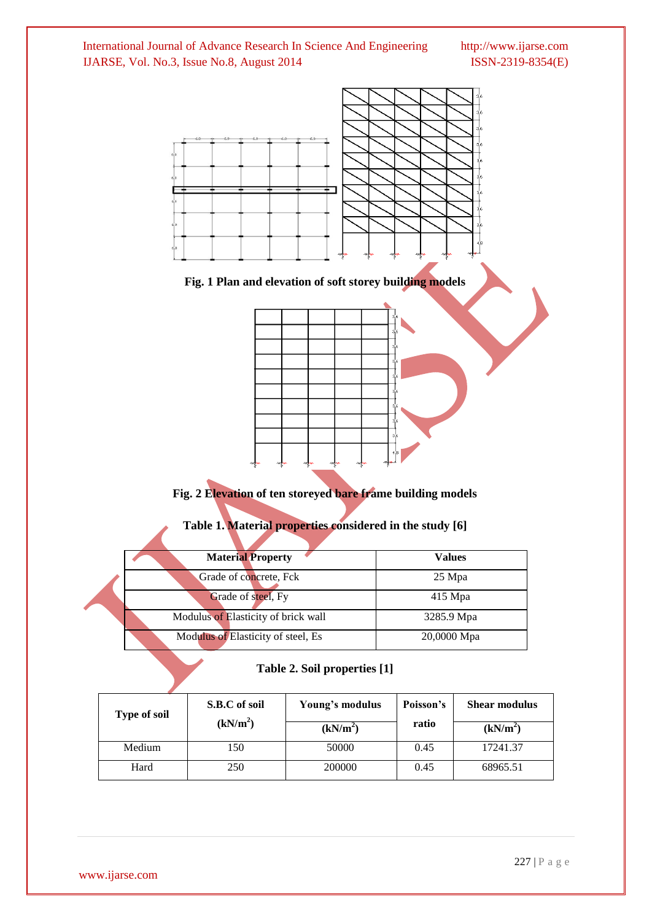Fig. 1 Plan and elevation of soft storey building models

Fig. 2 Elevation of ten storeyed bare frame building models

**Table 1. Material properties considered in the study [6]**

| Material Property | Values |
|---|---|
| Grade of concrete, Fck | 25 Mpa |
| Grade of steel, Fy | 415 Mpa |
| Modulus of Elasticity of brick wall | 3285.9 Mpa |
| Modulus of Elasticity of steel, Es | 20,0000 Mpa |

**Table 2. Soil properties [1]**

| Type of soil | S.B.C of soil ($kN/m^2$) | Young's modulus ($kN/m^2$) | Poisson's ratio | Shear modulus ($kN/m^2$) |
|---|---|---|---|---|
| Medium | 150 | 50000 | 0.45 | 17241.37 |
| Hard | 250 | 200000 | 0.45 | 68965.51 |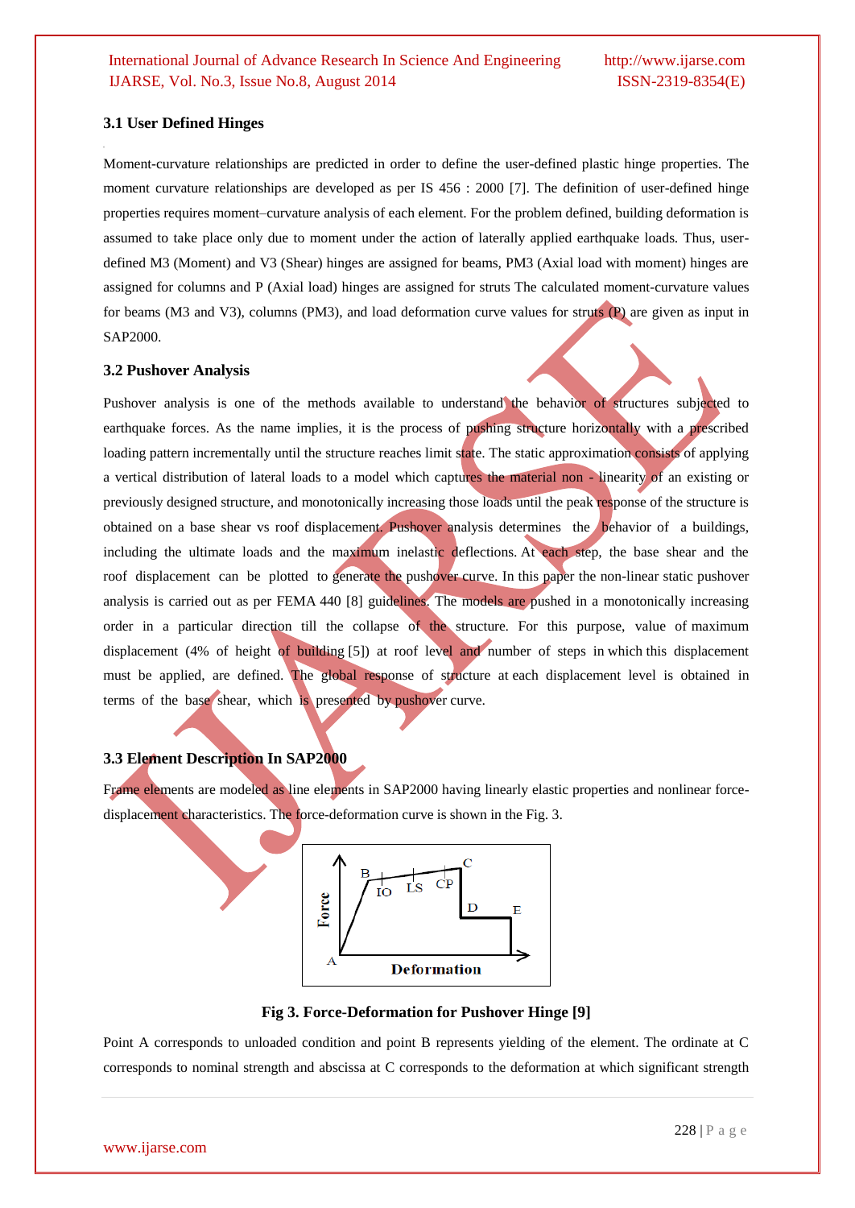### 3.1 User Defined Hinges

Moment-curvature relationships are predicted in order to define the user-defined plastic hinge properties. The moment curvature relationships are developed as per IS 456 : 2000 [7]. The definition of user-defined hinge properties requires moment–curvature analysis of each element. For the problem defined, building deformation is assumed to take place only due to moment under the action of laterally applied earthquake loads. Thus, user-defined M3 (Moment) and V3 (Shear) hinges are assigned for beams, PM3 (Axial load with moment) hinges are assigned for columns and P (Axial load) hinges are assigned for struts The calculated moment-curvature values for beams (M3 and V3), columns (PM3), and load deformation curve values for struts (P) are given as input in SAP2000.

### 3.2 Pushover Analysis

Pushover analysis is one of the methods available to understand the behavior of structures subjected to earthquake forces. As the name implies, it is the process of pushing structure horizontally with a prescribed loading pattern incrementally until the structure reaches limit state. The static approximation consists of applying a vertical distribution of lateral loads to a model which captures the material non - linearity of an existing or previously designed structure, and monotonically increasing those loads until the peak response of the structure is obtained on a base shear vs roof displacement. Pushover analysis determines the behavior of a buildings, including the ultimate loads and the maximum inelastic deflections. At each step, the base shear and the roof displacement can be plotted to generate the pushover curve. In this paper the non-linear static pushover analysis is carried out as per FEMA 440 [8] guidelines. The models are pushed in a monotonically increasing order in a particular direction till the collapse of the structure. For this purpose, value of maximum displacement (4% of height of building [5]) at roof level and number of steps in which this displacement must be applied, are defined. The global response of structure at each displacement level is obtained in terms of the base shear, which is presented by pushover curve.

### 3.3 Element Description In SAP2000

Frame elements are modeled as line elements in SAP2000 having linearly elastic properties and nonlinear force-displacement characteristics. The force-deformation curve is shown in the Fig. 3.

**Fig 3. Force-Deformation for Pushover Hinge [9]**

Point A corresponds to unloaded condition and point B represents yielding of the element. The ordinate at C corresponds to nominal strength and abscissa at C corresponds to the deformation at which significant strength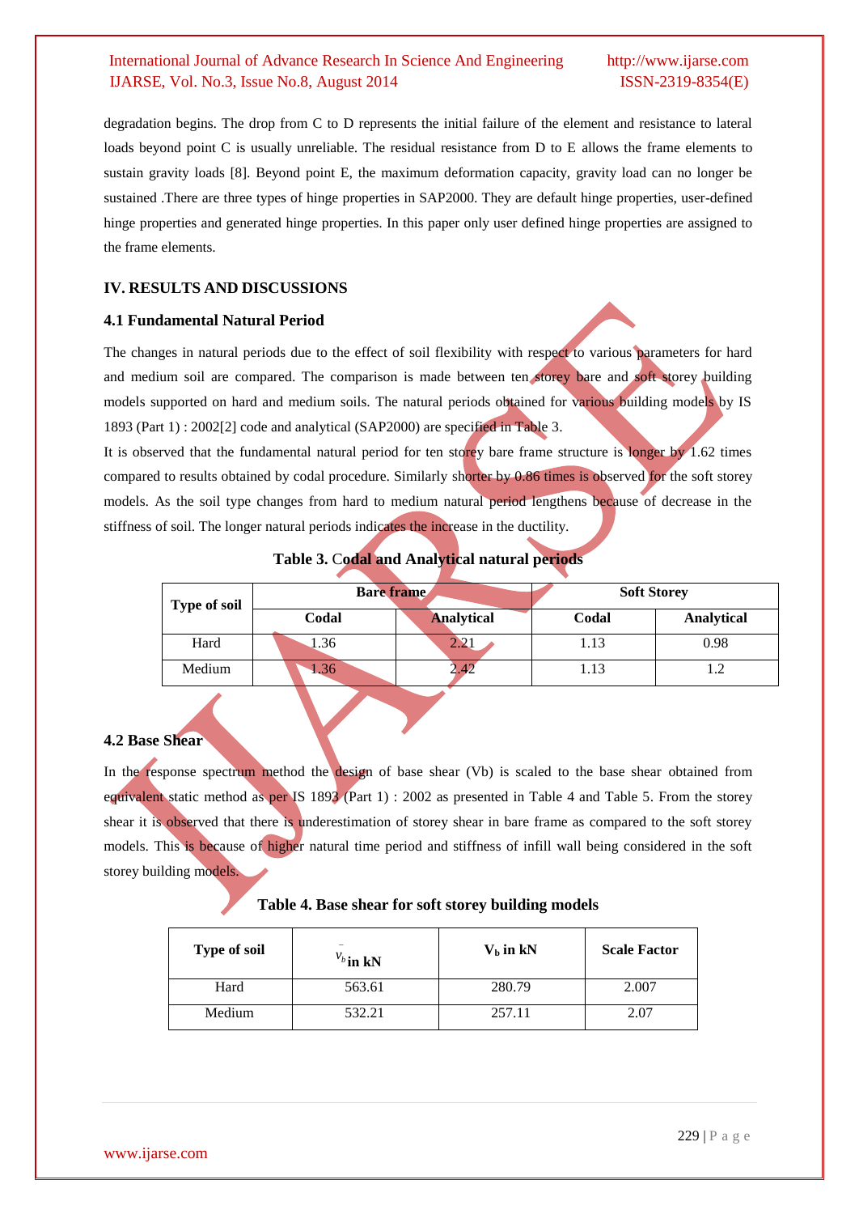degradation begins. The drop from C to D represents the initial failure of the element and resistance to lateral loads beyond point C is usually unreliable. The residual resistance from D to E allows the frame elements to sustain gravity loads [8]. Beyond point E, the maximum deformation capacity, gravity load can no longer be sustained .There are three types of hinge properties in SAP2000. They are default hinge properties, user-defined hinge properties and generated hinge properties. In this paper only user defined hinge properties are assigned to the frame elements.

## IV. RESULTS AND DISCUSSIONS

### 4.1 Fundamental Natural Period

The changes in natural periods due to the effect of soil flexibility with respect to various parameters for hard and medium soil are compared. The comparison is made between ten storey bare and soft storey building models supported on hard and medium soils. The natural periods obtained for various building models by IS 1893 (Part 1) : 2002[2] code and analytical (SAP2000) are specified in Table 3.

It is observed that the fundamental natural period for ten storey bare frame structure is longer by 1.62 times compared to results obtained by codal procedure. Similarly shorter by 0.86 times is observed for the soft storey models. As the soil type changes from hard to medium natural period lengthens because of decrease in the stiffness of soil. The longer natural periods indicates the increase in the ductility.

**Table 3. Codal and Analytical natural periods**

| Type of soil | Bare frame | | Soft Storey | |
|---|---|---|---|---|
| | Codal | Analytical | Codal | Analytical |
| Hard | 1.36 | 2.21 | 1.13 | 0.98 |
| Medium | 1.36 | 2.42 | 1.13 | 1.2 |

### 4.2 Base Shear

In the response spectrum method the design of base shear (Vb) is scaled to the base shear obtained from equivalent static method as per IS 1893 (Part 1) : 2002 as presented in Table 4 and Table 5. From the storey shear it is observed that there is underestimation of storey shear in bare frame as compared to the soft storey models. This is because of higher natural time period and stiffness of infill wall being considered in the soft storey building models.

**Table 4. Base shear for soft storey building models**

| Type of soil | $\bar{V}_b$ in kN | $V_b$ in kN | Scale Factor |
|---|---|---|---|
| Hard | 563.61 | 280.79 | 2.007 |
| Medium | 532.21 | 257.11 | 2.07 |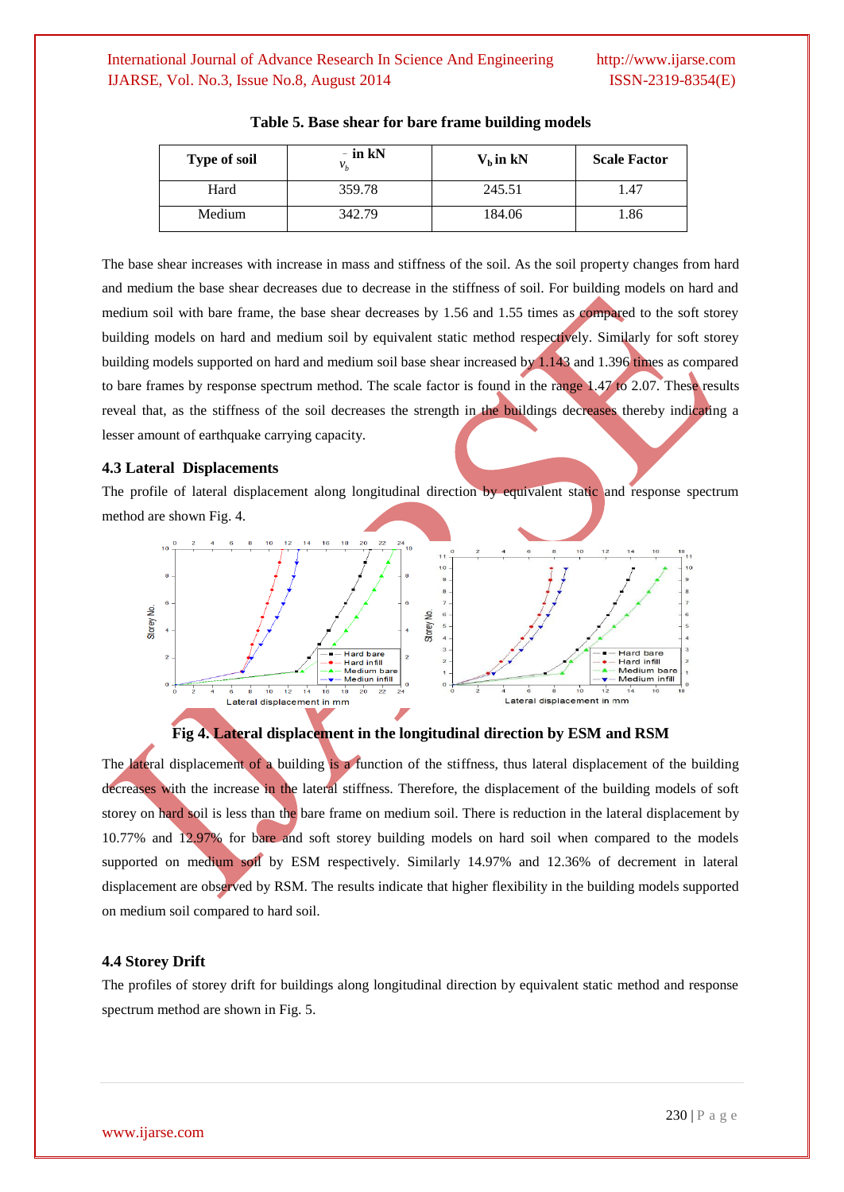**Table 5. Base shear for bare frame building models**

| Type of soil | $\bar{V}_b$ in kN | $V_b$ in kN | Scale Factor |
|---|---|---|---|
| Hard | 359.78 | 245.51 | 1.47 |
| Medium | 342.79 | 184.06 | 1.86 |

The base shear increases with increase in mass and stiffness of the soil. As the soil property changes from hard and medium the base shear decreases due to decrease in the stiffness of soil. For building models on hard and medium soil with bare frame, the base shear decreases by 1.56 and 1.55 times as compared to the soft storey building models on hard and medium soil by equivalent static method respectively. Similarly for soft storey building models supported on hard and medium soil base shear increased by 1.143 and 1.396 times as compared to bare frames by response spectrum method. The scale factor is found in the range 1.47 to 2.07. These results reveal that, as the stiffness of the soil decreases the strength in the buildings decreases thereby indicating a lesser amount of earthquake carrying capacity.

### 4.3 Lateral Displacements

The profile of lateral displacement along longitudinal direction by equivalent static and response spectrum method are shown Fig. 4.

**Fig 4. Lateral displacement in the longitudinal direction by ESM and RSM**

The lateral displacement of a building is a function of the stiffness, thus lateral displacement of the building decreases with the increase in the lateral stiffness. Therefore, the displacement of the building models of soft storey on hard soil is less than the bare frame on medium soil. There is reduction in the lateral displacement by 10.77% and 12.97% for bare and soft storey building models on hard soil when compared to the models supported on medium soil by ESM respectively. Similarly 14.97% and 12.36% of decrement in lateral displacement are observed by RSM. The results indicate that higher flexibility in the building models supported on medium soil compared to hard soil.

### 4.4 Storey Drift

The profiles of storey drift for buildings along longitudinal direction by equivalent static method and response spectrum method are shown in Fig. 5.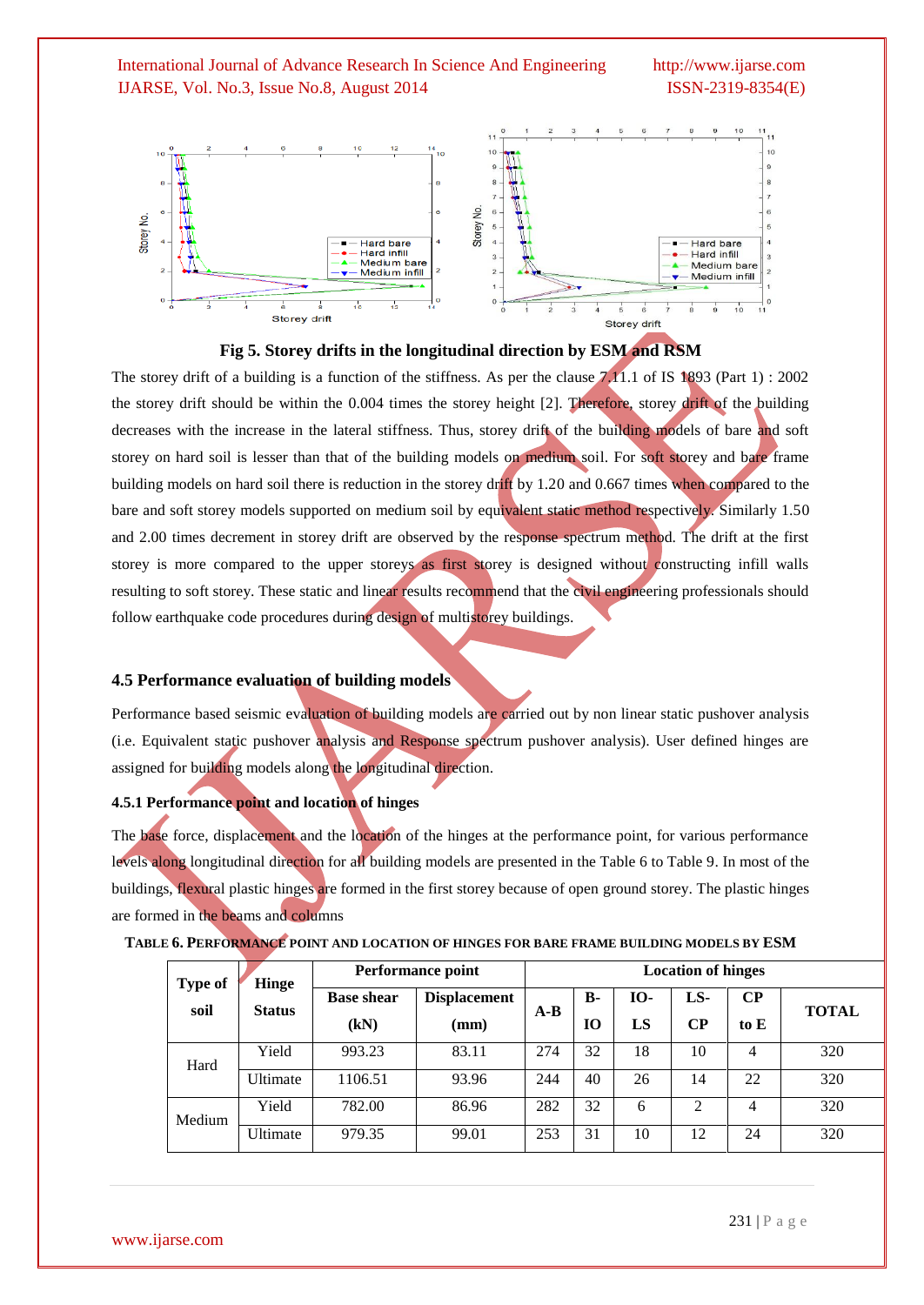Fig 5. Storey drifts in the longitudinal direction by ESM and RSM

The storey drift of a building is a function of the stiffness. As per the clause 7.11.1 of IS 1893 (Part 1) : 2002 the storey drift should be within the 0.004 times the storey height [2]. Therefore, storey drift of the building decreases with the increase in the lateral stiffness. Thus, storey drift of the building models of bare and soft storey on hard soil is lesser than that of the building models on medium soil. For soft storey and bare frame building models on hard soil there is reduction in the storey drift by 1.20 and 0.667 times when compared to the bare and soft storey models supported on medium soil by equivalent static method respectively. Similarly 1.50 and 2.00 times decrement in storey drift are observed by the response spectrum method. The drift at the first storey is more compared to the upper storeys as first storey is designed without constructing infill walls resulting to soft storey. These static and linear results recommend that the civil engineering professionals should follow earthquake code procedures during design of multistorey buildings.

### 4.5 Performance evaluation of building models

Performance based seismic evaluation of building models are carried out by non linear static pushover analysis (i.e. Equivalent static pushover analysis and Response spectrum pushover analysis). User defined hinges are assigned for building models along the longitudinal direction.

#### 4.5.1 Performance point and location of hinges

The base force, displacement and the location of the hinges at the performance point, for various performance levels along longitudinal direction for all building models are presented in the Table 6 to Table 9. In most of the buildings, flexural plastic hinges are formed in the first storey because of open ground storey. The plastic hinges are formed in the beams and columns

TABLE 6. PERFORMANCE POINT AND LOCATION OF HINGES FOR BARE FRAME BUILDING MODELS BY ESM

| Type of soil | Hinge Status | Performance point | | Location of hinges | | | | | |
|---|---|---|---|---|---|---|---|---|---|
| | | Base shear (kN) | Displacement (mm) | A-B | B-IO | IO-LS | LS-CP | CP to E | TOTAL |
| Hard | Yield | 993.23 | 83.11 | 274 | 32 | 18 | 10 | 4 | 320 |
| | Ultimate | 1106.51 | 93.96 | 244 | 40 | 26 | 14 | 22 | 320 |
| Medium | Yield | 782.00 | 86.96 | 282 | 32 | 6 | 2 | 4 | 320 |
| | Ultimate | 979.35 | 99.01 | 253 | 31 | 10 | 12 | 24 | 320 |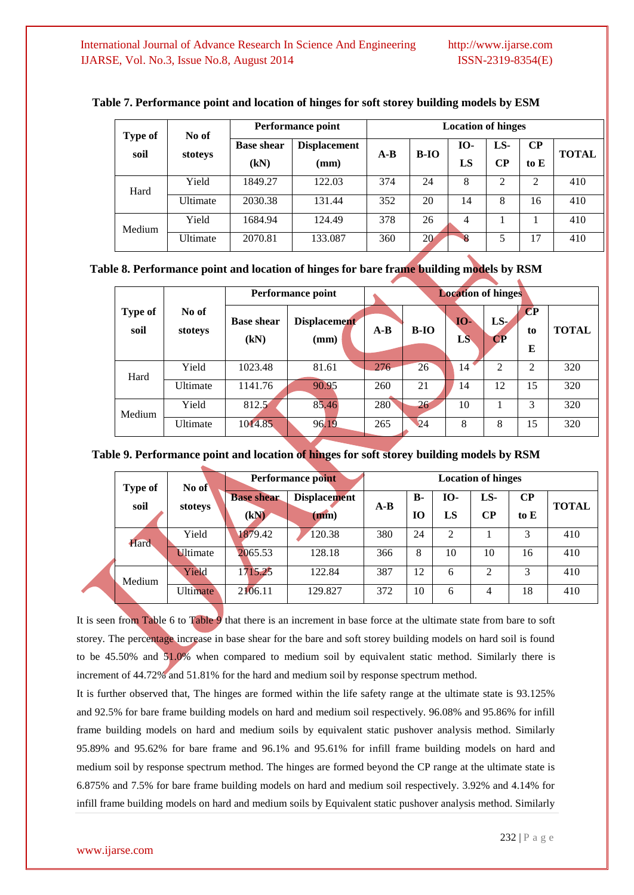**Table 7. Performance point and location of hinges for soft storey building models by ESM**

| Type of soil | No of stoteys | Performance point | | Location of hinges | | | | | |
|---|---|---|---|---|---|---|---|---|---|
| | | Base shear (kN) | Displacement (mm) | A-B | B-IO | IO-LS | LS-CP | CP to E | TOTAL |
| Hard | Yield | 1849.27 | 122.03 | 374 | 24 | 8 | 2 | 2 | 410 |
| | Ultimate | 2030.38 | 131.44 | 352 | 20 | 14 | 8 | 16 | 410 |
| Medium | Yield | 1684.94 | 124.49 | 378 | 26 | 4 | 1 | 1 | 410 |
| | Ultimate | 2070.81 | 133.087 | 360 | 20 | 8 | 5 | 17 | 410 |

**Table 8. Performance point and location of hinges for bare frame building models by RSM**

| Type of soil | No of stoteys | Performance point | | Location of hinges | | | | | |
|---|---|---|---|---|---|---|---|---|---|
| | | Base shear (kN) | Displacement (mm) | A-B | B-IO | IO-LS | LS-CP | CP to E | TOTAL |
| Hard | Yield | 1023.48 | 81.61 | 276 | 26 | 14 | 2 | 2 | 320 |
| | Ultimate | 1141.76 | 90.95 | 260 | 21 | 14 | 12 | 15 | 320 |
| Medium | Yield | 812.5 | 85.46 | 280 | 26 | 10 | 1 | 3 | 320 |
| | Ultimate | 1014.85 | 96.19 | 265 | 24 | 8 | 8 | 15 | 320 |

**Table 9. Performance point and location of hinges for soft storey building models by RSM**

| Type of soil | No of stoteys | Performance point | | Location of hinges | | | | | |
|---|---|---|---|---|---|---|---|---|---|
| | | Base shear (kN) | Displacement (mm) | A-B | B-IO | IO-LS | LS-CP | CP to E | TOTAL |
| Hard | Yield | 1879.42 | 120.38 | 380 | 24 | 2 | 1 | 3 | 410 |
| | Ultimate | 2065.53 | 128.18 | 366 | 8 | 10 | 10 | 16 | 410 |
| Medium | Yield | 1715.25 | 122.84 | 387 | 12 | 6 | 2 | 3 | 410 |
| | Ultimate | 2106.11 | 129.827 | 372 | 10 | 6 | 4 | 18 | 410 |

It is seen from Table 6 to Table 9 that there is an increment in base force at the ultimate state from bare to soft storey. The percentage increase in base shear for the bare and soft storey building models on hard soil is found to be 45.50% and 51.0% when compared to medium soil by equivalent static method. Similarly there is increment of 44.72% and 51.81% for the hard and medium soil by response spectrum method.

It is further observed that, The hinges are formed within the life safety range at the ultimate state is 93.125% and 92.5% for bare frame building models on hard and medium soil respectively. 96.08% and 95.86% for infill frame building models on hard and medium soils by equivalent static pushover analysis method. Similarly 95.89% and 95.62% for bare frame and 96.1% and 95.61% for infill frame building models on hard and medium soil by response spectrum method. The hinges are formed beyond the CP range at the ultimate state is 6.875% and 7.5% for bare frame building models on hard and medium soil respectively. 3.92% and 4.14% for infill frame building models on hard and medium soils by Equivalent static pushover analysis method. Similarly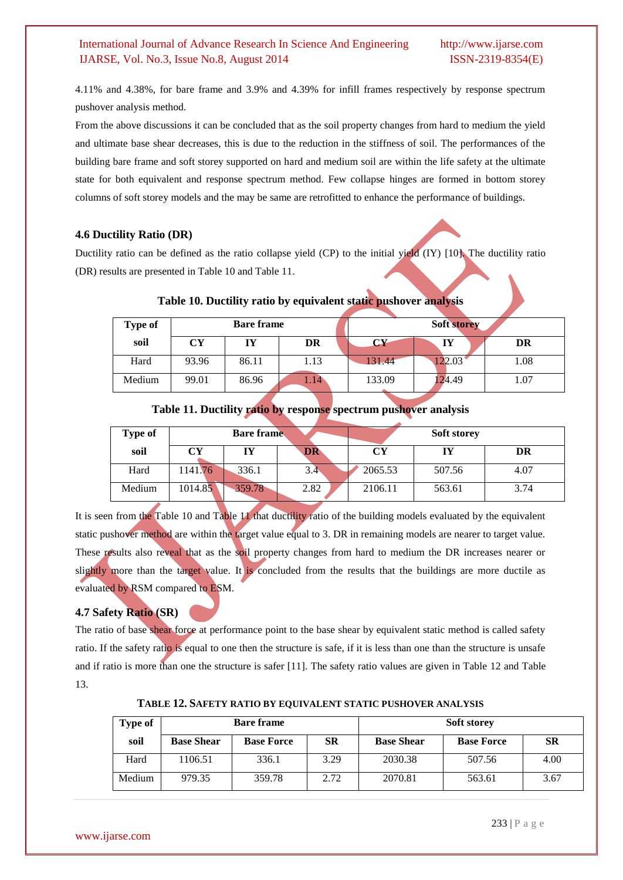4.11% and 4.38%, for bare frame and 3.9% and 4.39% for infill frames respectively by response spectrum pushover analysis method.

From the above discussions it can be concluded that as the soil property changes from hard to medium the yield and ultimate base shear decreases, this is due to the reduction in the stiffness of soil. The performances of the building bare frame and soft storey supported on hard and medium soil are within the life safety at the ultimate state for both equivalent and response spectrum method. Few collapse hinges are formed in bottom storey columns of soft storey models and the may be same are retrofitted to enhance the performance of buildings.

### 4.6 Ductility Ratio (DR)

Ductility ratio can be defined as the ratio collapse yield (CP) to the initial yield (IY) [10]. The ductility ratio (DR) results are presented in Table 10 and Table 11.

**Table 10. Ductility ratio by equivalent static pushover analysis**

| Type of soil | Bare frame | | | Soft storey | | |
|---|---|---|---|---|---|---|
| | CY | IY | DR | CY | IY | DR |
| Hard | 93.96 | 86.11 | 1.13 | 131.44 | 122.03 | 1.08 |
| Medium | 99.01 | 86.96 | 1.14 | 133.09 | 124.49 | 1.07 |

**Table 11. Ductility ratio by response spectrum pushover analysis**

| Type of soil | Bare frame | | | Soft storey | | |
|---|---|---|---|---|---|---|
| | CY | IY | DR | CY | IY | DR |
| Hard | 1141.76 | 336.1 | 3.4 | 2065.53 | 507.56 | 4.07 |
| Medium | 1014.85 | 359.78 | 2.82 | 2106.11 | 563.61 | 3.74 |

It is seen from the Table 10 and Table 11 that ductility ratio of the building models evaluated by the equivalent static pushover method are within the target value equal to 3. DR in remaining models are nearer to target value. These results also reveal that as the soil property changes from hard to medium the DR increases nearer or slightly more than the target value. It is concluded from the results that the buildings are more ductile as evaluated by RSM compared to ESM.

### 4.7 Safety Ratio (SR)

The ratio of base shear force at performance point to the base shear by equivalent static method is called safety ratio. If the safety ratio is equal to one then the structure is safe, if it is less than one than the structure is unsafe and if ratio is more than one the structure is safer [11]. The safety ratio values are given in Table 12 and Table 13.

**TABLE 12. SAFETY RATIO BY EQUIVALENT STATIC PUSHOVER ANALYSIS**

| Type of soil | Bare frame | | | Soft storey | | |
|---|---|---|---|---|---|---|
| | Base Shear | Base Force | SR | Base Shear | Base Force | SR |
| Hard | 1106.51 | 336.1 | 3.29 | 2030.38 | 507.56 | 4.00 |
| Medium | 979.35 | 359.78 | 2.72 | 2070.81 | 563.61 | 3.67 |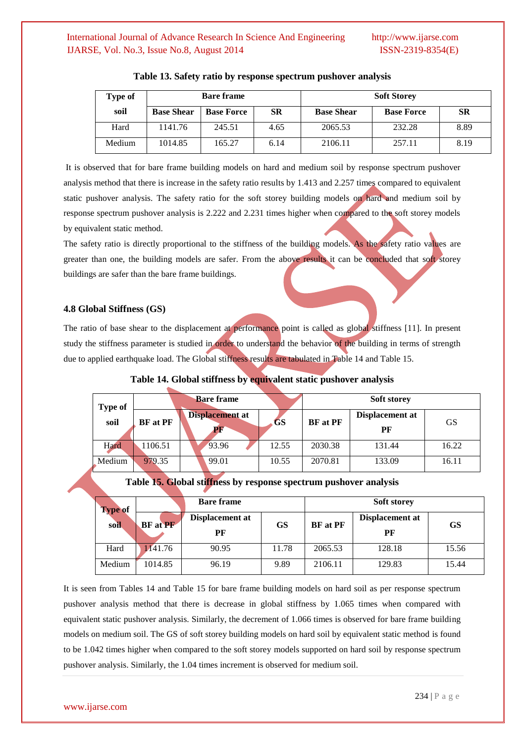**Table 13. Safety ratio by response spectrum pushover analysis**

| Type of soil | Bare frame | | | Soft Storey | | |
|---|---|---|---|---|---|---|
| | **Base Shear** | **Base Force** | **SR** | **Base Shear** | **Base Force** | **SR** |
| Hard | 1141.76 | 245.51 | 4.65 | 2065.53 | 232.28 | 8.89 |
| Medium | 1014.85 | 165.27 | 6.14 | 2106.11 | 257.11 | 8.19 |

It is observed that for bare frame building models on hard and medium soil by response spectrum pushover analysis method that there is increase in the safety ratio results by 1.413 and 2.257 times compared to equivalent static pushover analysis. The safety ratio for the soft storey building models on hard and medium soil by response spectrum pushover analysis is 2.222 and 2.231 times higher when compared to the soft storey models by equivalent static method.

The safety ratio is directly proportional to the stiffness of the building models. As the safety ratio values are greater than one, the building models are safer. From the above results it can be concluded that soft storey buildings are safer than the bare frame buildings.

### 4.8 Global Stiffness (GS)

The ratio of base shear to the displacement at performance point is called as global stiffness [11]. In present study the stiffness parameter is studied in order to understand the behavior of the building in terms of strength due to applied earthquake load. The Global stiffness results are tabulated in Table 14 and Table 15.

**Table 14. Global stiffness by equivalent static pushover analysis**

| Type of soil | Bare frame | | | Soft storey | | |
|---|---|---|---|---|---|---|
| | **BF at PF** | **Displacement at PF** | **GS** | **BF at PF** | **Displacement at PF** | GS |
| Hard | 1106.51 | 93.96 | 12.55 | 2030.38 | 131.44 | 16.22 |
| Medium | 979.35 | 99.01 | 10.55 | 2070.81 | 133.09 | 16.11 |

**Table 15. Global stiffness by response spectrum pushover analysis**

| Type of soil | Bare frame | | | Soft storey | | |
|---|---|---|---|---|---|---|
| | **BF at PF** | **Displacement at PF** | **GS** | **BF at PF** | **Displacement at PF** | **GS** |
| Hard | 1141.76 | 90.95 | 11.78 | 2065.53 | 128.18 | 15.56 |
| Medium | 1014.85 | 96.19 | 9.89 | 2106.11 | 129.83 | 15.44 |

It is seen from Tables 14 and Table 15 for bare frame building models on hard soil as per response spectrum pushover analysis method that there is decrease in global stiffness by 1.065 times when compared with equivalent static pushover analysis. Similarly, the decrement of 1.066 times is observed for bare frame building models on medium soil. The GS of soft storey building models on hard soil by equivalent static method is found to be 1.042 times higher when compared to the soft storey models supported on hard soil by response spectrum pushover analysis. Similarly, the 1.04 times increment is observed for medium soil.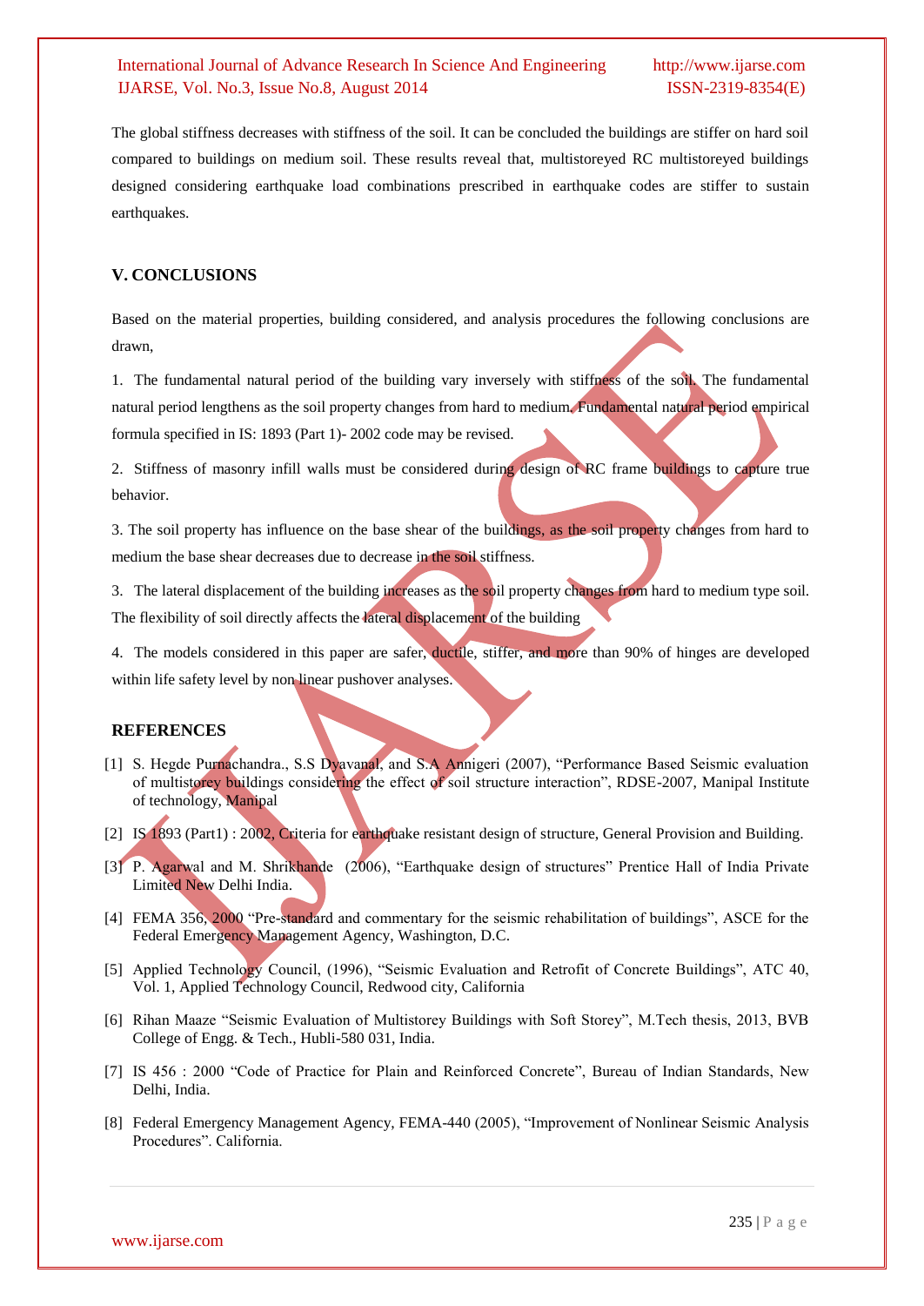The global stiffness decreases with stiffness of the soil. It can be concluded the buildings are stiffer on hard soil compared to buildings on medium soil. These results reveal that, multistoreyed RC multistoreyed buildings designed considering earthquake load combinations prescribed in earthquake codes are stiffer to sustain earthquakes.

## V. CONCLUSIONS

Based on the material properties, building considered, and analysis procedures the following conclusions are drawn,

1. The fundamental natural period of the building vary inversely with stiffness of the soil. The fundamental natural period lengthens as the soil property changes from hard to medium. Fundamental natural period empirical formula specified in IS: 1893 (Part 1)- 2002 code may be revised.

2. Stiffness of masonry infill walls must be considered during design of RC frame buildings to capture true behavior.

3. The soil property has influence on the base shear of the buildings, as the soil property changes from hard to medium the base shear decreases due to decrease in the soil stiffness.

3. The lateral displacement of the building increases as the soil property changes from hard to medium type soil. The flexibility of soil directly affects the lateral displacement of the building

4. The models considered in this paper are safer, ductile, stiffer, and more than 90% of hinges are developed within life safety level by non linear pushover analyses.

## REFERENCES

[1] S. Hegde Purnachandra., S.S Dyavanal, and S.A Annigeri (2007), "Performance Based Seismic evaluation of multistorey buildings considering the effect of soil structure interaction", RDSE-2007, Manipal Institute of technology, Manipal

[2] IS 1893 (Part1) : 2002, Criteria for earthquake resistant design of structure, General Provision and Building.

[3] P. Agarwal and M. Shrikhande (2006), "Earthquake design of structures" Prentice Hall of India Private Limited New Delhi India.

[4] FEMA 356, 2000 "Pre-standard and commentary for the seismic rehabilitation of buildings", ASCE for the Federal Emergency Management Agency, Washington, D.C.

[5] Applied Technology Council, (1996), "Seismic Evaluation and Retrofit of Concrete Buildings", ATC 40, Vol. 1, Applied Technology Council, Redwood city, California

[6] Rihan Maaze "Seismic Evaluation of Multistorey Buildings with Soft Storey", M.Tech thesis, 2013, BVB College of Engg. & Tech., Hubli-580 031, India.

[7] IS 456 : 2000 "Code of Practice for Plain and Reinforced Concrete", Bureau of Indian Standards, New Delhi, India.

[8] Federal Emergency Management Agency, FEMA-440 (2005), "Improvement of Nonlinear Seismic Analysis Procedures". California.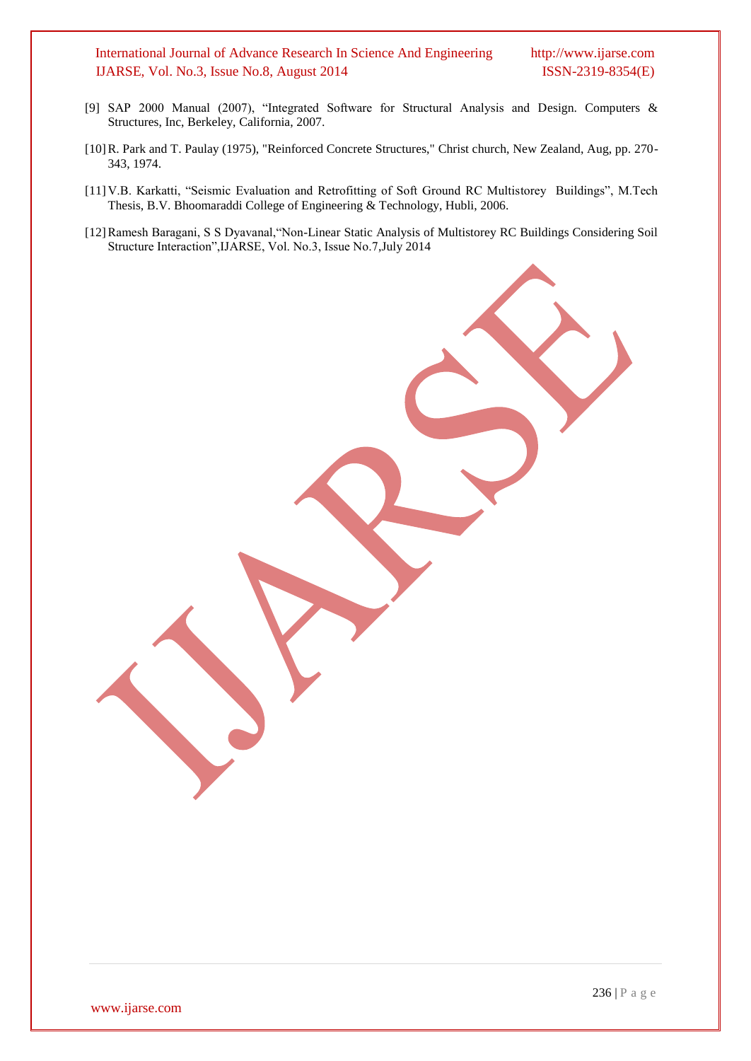[9] SAP 2000 Manual (2007), "Integrated Software for Structural Analysis and Design. Computers & Structures, Inc, Berkeley, California, 2007.

[10] R. Park and T. Paulay (1975), "Reinforced Concrete Structures," Christ church, New Zealand, Aug, pp. 270-343, 1974.

[11] V.B. Karkatti, "Seismic Evaluation and Retrofitting of Soft Ground RC Multistorey Buildings", M.Tech Thesis, B.V. Bhoomaraddi College of Engineering & Technology, Hubli, 2006.

[12] Ramesh Baragani, S S Dyavanal,"Non-Linear Static Analysis of Multistorey RC Buildings Considering Soil Structure Interaction",IJARSE, Vol. No.3, Issue No.7,July 2014